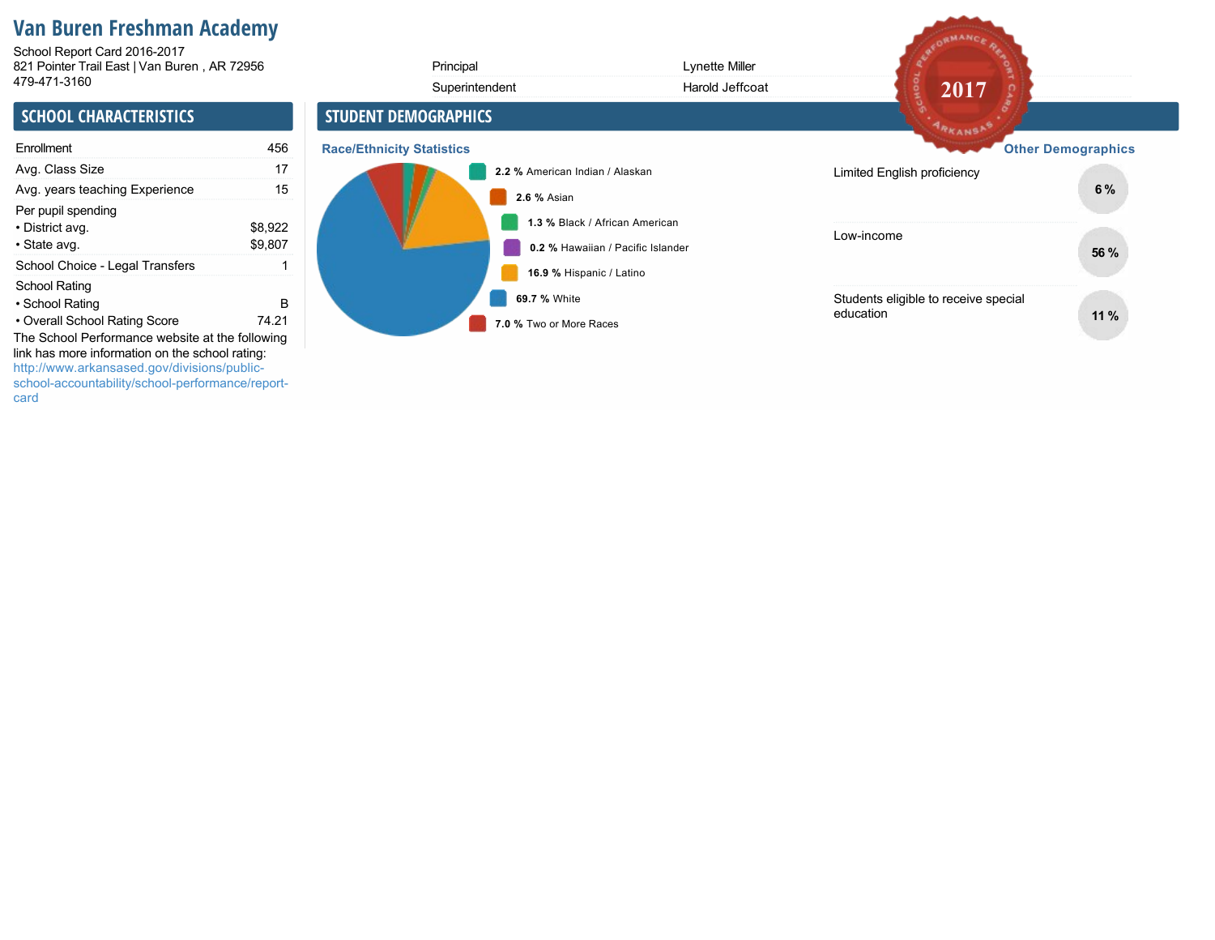# Van Buren Freshman Academy

School Report Card 2016-2017
821 Pointer Trail East | Van Buren , AR 72956
479-471-3160

| | |
|---|---|
| Principal | Lynette Miller |
| Superintendent | Harold Jeffcoat |

## SCHOOL CHARACTERISTICS

| | |
|---|---|
| Enrollment | 456 |
| Avg. Class Size | 17 |
| Avg. years teaching Experience | 15 |
| Per pupil spending | |
| • District avg. | $8,922 |
| • State avg. | $9,807 |
| School Choice - Legal Transfers | 1 |
| School Rating | |
| • School Rating | B |
| • Overall School Rating Score | 74.21 |

The School Performance website at the following link has more information on the school rating: http://www.arkansased.gov/divisions/public-school-accountability/school-performance/report-card

## STUDENT DEMOGRAPHICS

### Race/Ethnicity Statistics

- **2.2 %** American Indian / Alaskan
- **2.6 %** Asian
- **1.3 %** Black / African American
- **0.2 %** Hawaiian / Pacific Islander
- **16.9 %** Hispanic / Latino
- **69.7 %** White
- **7.0 %** Two or More Races

### Other Demographics

| | |
|---|---|
| Limited English proficiency | 6 % |
| Low-income | 56 % |
| Students eligible to receive special education | 11 % |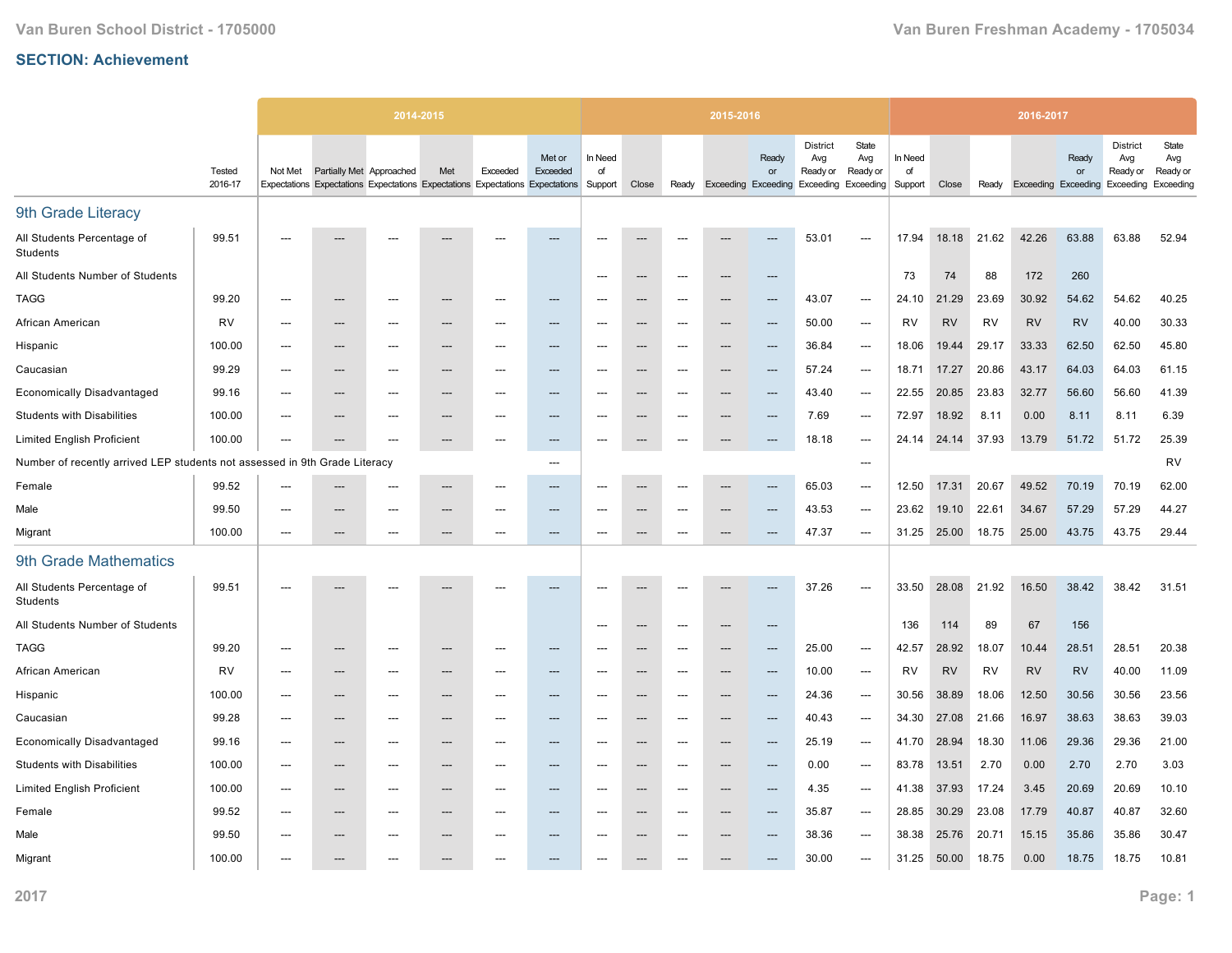Van Buren School District - 1705000 | Van Buren Freshman Academy - 1705034

## SECTION: Achievement

| | Tested 2016-17 | 2014-2015 | | | | | | 2015-2016 | | | | | | | 2016-2017 | | | | | | |
|---|---|---|---|---|---|---|---|---|---|---|---|---|---|---|---|---|---|---|---|---|---|
| | | Not Met Expectations | Partially Met Expectations | Approached Expectations | Met Expectations | Exceeded Expectations | Met or Exceeded Expectations | In Need of Support | Close | Ready | Exceeding | Ready or Exceeding | District Avg Ready or Exceeding | State Avg Ready or Exceeding | In Need of Support | Close | Ready | Exceeding | Ready or Exceeding | District Avg Ready or Exceeding | State Avg Ready or Exceeding |
| **9th Grade Literacy** | | | | | | | | | | | | | | | | | | | | | |
| All Students Percentage of Students | 99.51 | --- | --- | --- | --- | --- | --- | --- | --- | --- | --- | --- | 53.01 | --- | 17.94 | 18.18 | 21.62 | 42.26 | 63.88 | 63.88 | 52.94 |
| All Students Number of Students | | | | | | | | --- | --- | --- | --- | --- | | | 73 | 74 | 88 | 172 | 260 | | |
| TAGG | 99.20 | --- | --- | --- | --- | --- | --- | --- | --- | --- | --- | --- | 43.07 | --- | 24.10 | 21.29 | 23.69 | 30.92 | 54.62 | 54.62 | 40.25 |
| African American | RV | --- | --- | --- | --- | --- | --- | --- | --- | --- | --- | --- | 50.00 | --- | RV | RV | RV | RV | RV | 40.00 | 30.33 |
| Hispanic | 100.00 | --- | --- | --- | --- | --- | --- | --- | --- | --- | --- | --- | 36.84 | --- | 18.06 | 19.44 | 29.17 | 33.33 | 62.50 | 62.50 | 45.80 |
| Caucasian | 99.29 | --- | --- | --- | --- | --- | --- | --- | --- | --- | --- | --- | 57.24 | --- | 18.71 | 17.27 | 20.86 | 43.17 | 64.03 | 64.03 | 61.15 |
| Economically Disadvantaged | 99.16 | --- | --- | --- | --- | --- | --- | --- | --- | --- | --- | --- | 43.40 | --- | 22.55 | 20.85 | 23.83 | 32.77 | 56.60 | 56.60 | 41.39 |
| Students with Disabilities | 100.00 | --- | --- | --- | --- | --- | --- | --- | --- | --- | --- | --- | 7.69 | --- | 72.97 | 18.92 | 8.11 | 0.00 | 8.11 | 8.11 | 6.39 |
| Limited English Proficient | 100.00 | --- | --- | --- | --- | --- | --- | --- | --- | --- | --- | --- | 18.18 | --- | 24.14 | 24.14 | 37.93 | 13.79 | 51.72 | 51.72 | 25.39 |
| Number of recently arrived LEP students not assessed in 9th Grade Literacy | | | | | | | --- | | | | | | | --- | | | | | | | RV |
| Female | 99.52 | --- | --- | --- | --- | --- | --- | --- | --- | --- | --- | --- | 65.03 | --- | 12.50 | 17.31 | 20.67 | 49.52 | 70.19 | 70.19 | 62.00 |
| Male | 99.50 | --- | --- | --- | --- | --- | --- | --- | --- | --- | --- | --- | 43.53 | --- | 23.62 | 19.10 | 22.61 | 34.67 | 57.29 | 57.29 | 44.27 |
| Migrant | 100.00 | --- | --- | --- | --- | --- | --- | --- | --- | --- | --- | --- | 47.37 | --- | 31.25 | 25.00 | 18.75 | 25.00 | 43.75 | 43.75 | 29.44 |
| **9th Grade Mathematics** | | | | | | | | | | | | | | | | | | | | | |
| All Students Percentage of Students | 99.51 | --- | --- | --- | --- | --- | --- | --- | --- | --- | --- | --- | 37.26 | --- | 33.50 | 28.08 | 21.92 | 16.50 | 38.42 | 38.42 | 31.51 |
| All Students Number of Students | | | | | | | | --- | --- | --- | --- | --- | | | 136 | 114 | 89 | 67 | 156 | | |
| TAGG | 99.20 | --- | --- | --- | --- | --- | --- | --- | --- | --- | --- | --- | 25.00 | --- | 42.57 | 28.92 | 18.07 | 10.44 | 28.51 | 28.51 | 20.38 |
| African American | RV | --- | --- | --- | --- | --- | --- | --- | --- | --- | --- | --- | 10.00 | --- | RV | RV | RV | RV | RV | 40.00 | 11.09 |
| Hispanic | 100.00 | --- | --- | --- | --- | --- | --- | --- | --- | --- | --- | --- | 24.36 | --- | 30.56 | 38.89 | 18.06 | 12.50 | 30.56 | 30.56 | 23.56 |
| Caucasian | 99.28 | --- | --- | --- | --- | --- | --- | --- | --- | --- | --- | --- | 40.43 | --- | 34.30 | 27.08 | 21.66 | 16.97 | 38.63 | 38.63 | 39.03 |
| Economically Disadvantaged | 99.16 | --- | --- | --- | --- | --- | --- | --- | --- | --- | --- | --- | 25.19 | --- | 41.70 | 28.94 | 18.30 | 11.06 | 29.36 | 29.36 | 21.00 |
| Students with Disabilities | 100.00 | --- | --- | --- | --- | --- | --- | --- | --- | --- | --- | --- | 0.00 | --- | 83.78 | 13.51 | 2.70 | 0.00 | 2.70 | 2.70 | 3.03 |
| Limited English Proficient | 100.00 | --- | --- | --- | --- | --- | --- | --- | --- | --- | --- | --- | 4.35 | --- | 41.38 | 37.93 | 17.24 | 3.45 | 20.69 | 20.69 | 10.10 |
| Female | 99.52 | --- | --- | --- | --- | --- | --- | --- | --- | --- | --- | --- | 35.87 | --- | 28.85 | 30.29 | 23.08 | 17.79 | 40.87 | 40.87 | 32.60 |
| Male | 99.50 | --- | --- | --- | --- | --- | --- | --- | --- | --- | --- | --- | 38.36 | --- | 38.38 | 25.76 | 20.71 | 15.15 | 35.86 | 35.86 | 30.47 |
| Migrant | 100.00 | --- | --- | --- | --- | --- | --- | --- | --- | --- | --- | --- | 30.00 | --- | 31.25 | 50.00 | 18.75 | 0.00 | 18.75 | 18.75 | 10.81 |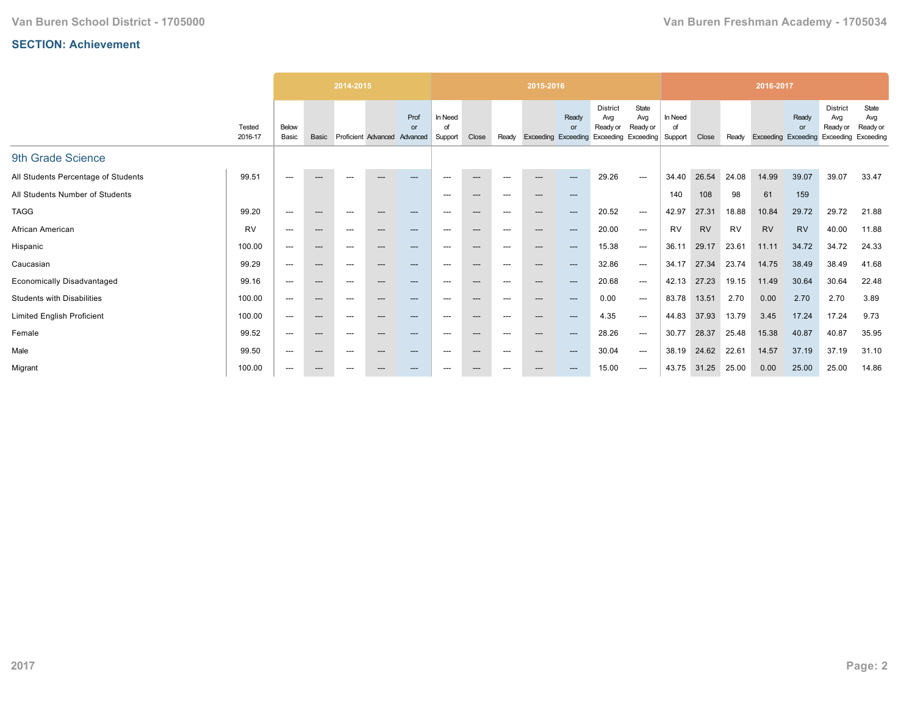Van Buren School District - 1705000

Van Buren Freshman Academy - 1705034

## SECTION: Achievement

| | Tested 2016-17 | 2014-2015 | | | | | 2015-2016 | | | | | | | 2016-2017 | | | | | | |
|---|---|---|---|---|---|---|---|---|---|---|---|---|---|---|---|---|---|---|---|---|
| | | Below Basic | Basic | Proficient | Advanced | Prof or Advanced | In Need of Support | Close | Ready | Exceeding | Ready or Exceeding | District Avg Ready or Exceeding | State Avg Ready or Exceeding | In Need of Support | Close | Ready | Exceeding | Ready or Exceeding | District Avg Ready or Exceeding | State Avg Ready or Exceeding |
| **9th Grade Science** | | | | | | | | | | | | | | | | | | | | |
| All Students Percentage of Students | 99.51 | --- | --- | --- | --- | --- | --- | --- | --- | --- | --- | 29.26 | --- | 34.40 | 26.54 | 24.08 | 14.99 | 39.07 | 39.07 | 33.47 |
| All Students Number of Students | | | | | | | --- | --- | --- | --- | --- | | | 140 | 108 | 98 | 61 | 159 | | |
| TAGG | 99.20 | --- | --- | --- | --- | --- | --- | --- | --- | --- | --- | 20.52 | --- | 42.97 | 27.31 | 18.88 | 10.84 | 29.72 | 29.72 | 21.88 |
| African American | RV | --- | --- | --- | --- | --- | --- | --- | --- | --- | --- | 20.00 | --- | RV | RV | RV | RV | RV | 40.00 | 11.88 |
| Hispanic | 100.00 | --- | --- | --- | --- | --- | --- | --- | --- | --- | --- | 15.38 | --- | 36.11 | 29.17 | 23.61 | 11.11 | 34.72 | 34.72 | 24.33 |
| Caucasian | 99.29 | --- | --- | --- | --- | --- | --- | --- | --- | --- | --- | 32.86 | --- | 34.17 | 27.34 | 23.74 | 14.75 | 38.49 | 38.49 | 41.68 |
| Economically Disadvantaged | 99.16 | --- | --- | --- | --- | --- | --- | --- | --- | --- | --- | 20.68 | --- | 42.13 | 27.23 | 19.15 | 11.49 | 30.64 | 30.64 | 22.48 |
| Students with Disabilities | 100.00 | --- | --- | --- | --- | --- | --- | --- | --- | --- | --- | 0.00 | --- | 83.78 | 13.51 | 2.70 | 0.00 | 2.70 | 2.70 | 3.89 |
| Limited English Proficient | 100.00 | --- | --- | --- | --- | --- | --- | --- | --- | --- | --- | 4.35 | --- | 44.83 | 37.93 | 13.79 | 3.45 | 17.24 | 17.24 | 9.73 |
| Female | 99.52 | --- | --- | --- | --- | --- | --- | --- | --- | --- | --- | 28.26 | --- | 30.77 | 28.37 | 25.48 | 15.38 | 40.87 | 40.87 | 35.95 |
| Male | 99.50 | --- | --- | --- | --- | --- | --- | --- | --- | --- | --- | 30.04 | --- | 38.19 | 24.62 | 22.61 | 14.57 | 37.19 | 37.19 | 31.10 |
| Migrant | 100.00 | --- | --- | --- | --- | --- | --- | --- | --- | --- | --- | 15.00 | --- | 43.75 | 31.25 | 25.00 | 0.00 | 25.00 | 25.00 | 14.86 |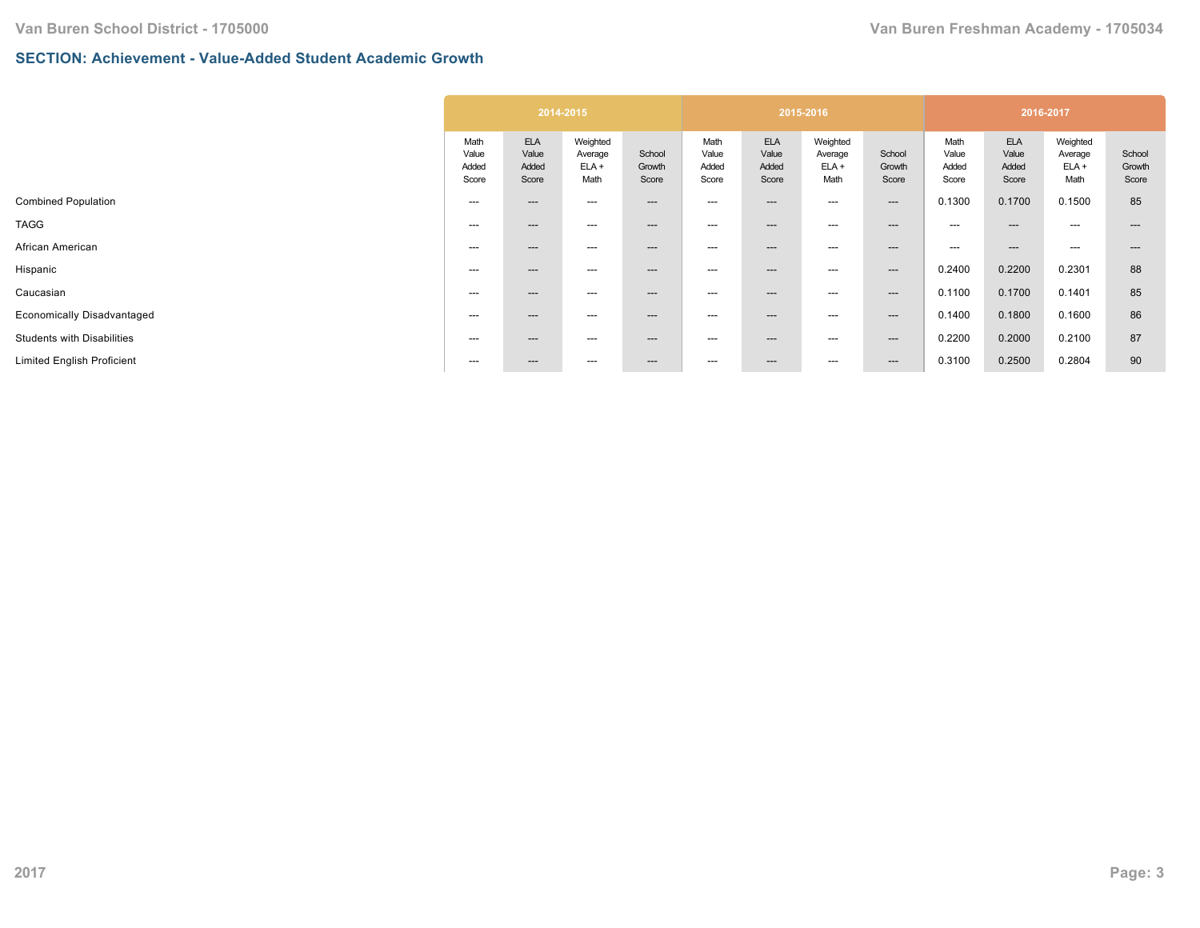Van Buren School District - 1705000

Van Buren Freshman Academy - 1705034

## SECTION: Achievement - Value-Added Student Academic Growth

| | 2014-2015 | | | | 2015-2016 | | | | 2016-2017 | | | |
|---|---|---|---|---|---|---|---|---|---|---|---|---|
| | Math Value Added Score | ELA Value Added Score | Weighted Average ELA + Math | School Growth Score | Math Value Added Score | ELA Value Added Score | Weighted Average ELA + Math | School Growth Score | Math Value Added Score | ELA Value Added Score | Weighted Average ELA + Math | School Growth Score |
| Combined Population | --- | --- | --- | --- | --- | --- | --- | --- | 0.1300 | 0.1700 | 0.1500 | 85 |
| TAGG | --- | --- | --- | --- | --- | --- | --- | --- | --- | --- | --- | --- |
| African American | --- | --- | --- | --- | --- | --- | --- | --- | --- | --- | --- | --- |
| Hispanic | --- | --- | --- | --- | --- | --- | --- | --- | 0.2400 | 0.2200 | 0.2301 | 88 |
| Caucasian | --- | --- | --- | --- | --- | --- | --- | --- | 0.1100 | 0.1700 | 0.1401 | 85 |
| Economically Disadvantaged | --- | --- | --- | --- | --- | --- | --- | --- | 0.1400 | 0.1800 | 0.1600 | 86 |
| Students with Disabilities | --- | --- | --- | --- | --- | --- | --- | --- | 0.2200 | 0.2000 | 0.2100 | 87 |
| Limited English Proficient | --- | --- | --- | --- | --- | --- | --- | --- | 0.3100 | 0.2500 | 0.2804 | 90 |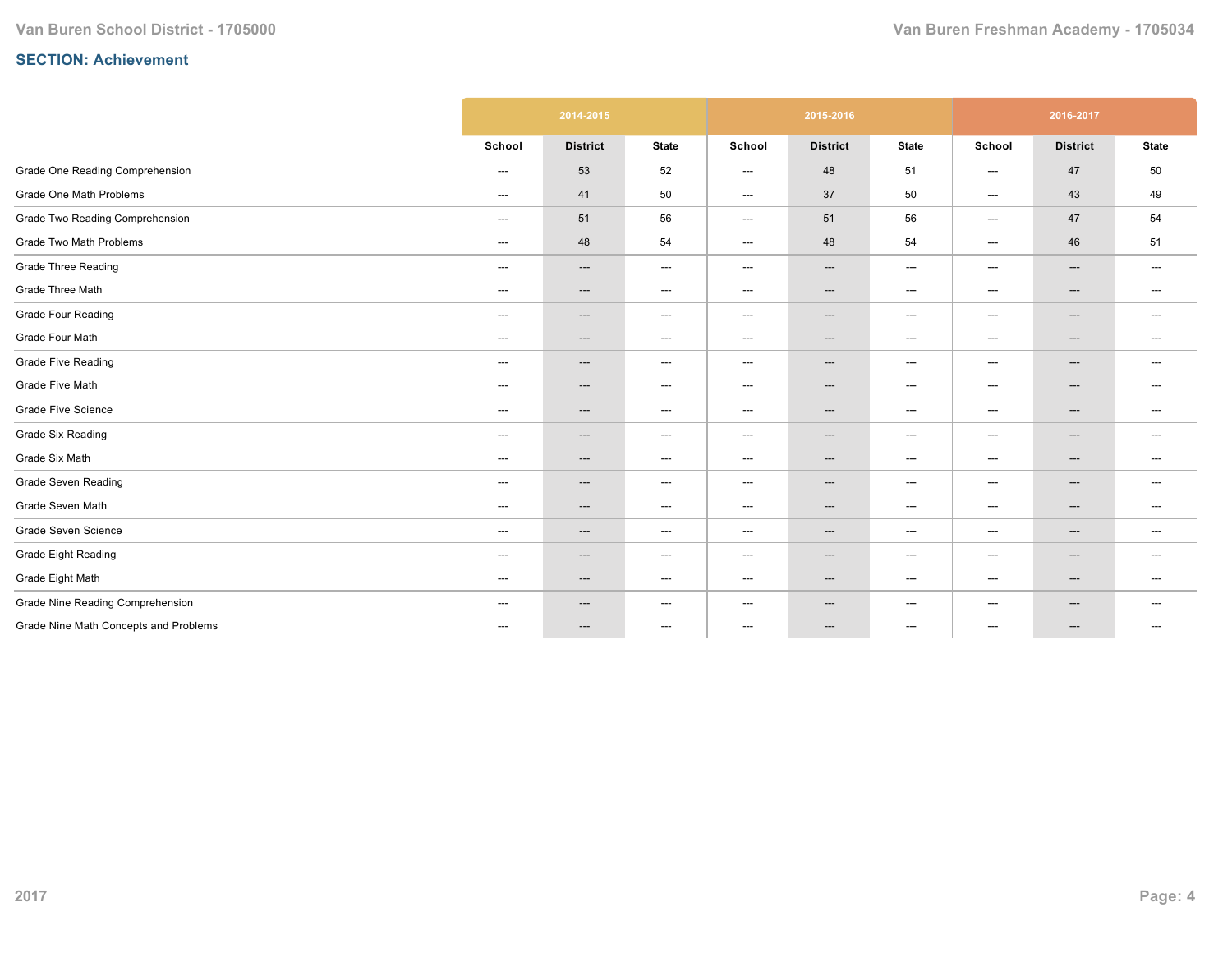## SECTION: Achievement

| | 2014-2015 | | | 2015-2016 | | | 2016-2017 | | |
|---|---|---|---|---|---|---|---|---|---|
| | School | District | State | School | District | State | School | District | State |
| Grade One Reading Comprehension | --- | 53 | 52 | --- | 48 | 51 | --- | 47 | 50 |
| Grade One Math Problems | --- | 41 | 50 | --- | 37 | 50 | --- | 43 | 49 |
| Grade Two Reading Comprehension | --- | 51 | 56 | --- | 51 | 56 | --- | 47 | 54 |
| Grade Two Math Problems | --- | 48 | 54 | --- | 48 | 54 | --- | 46 | 51 |
| Grade Three Reading | --- | --- | --- | --- | --- | --- | --- | --- | --- |
| Grade Three Math | --- | --- | --- | --- | --- | --- | --- | --- | --- |
| Grade Four Reading | --- | --- | --- | --- | --- | --- | --- | --- | --- |
| Grade Four Math | --- | --- | --- | --- | --- | --- | --- | --- | --- |
| Grade Five Reading | --- | --- | --- | --- | --- | --- | --- | --- | --- |
| Grade Five Math | --- | --- | --- | --- | --- | --- | --- | --- | --- |
| Grade Five Science | --- | --- | --- | --- | --- | --- | --- | --- | --- |
| Grade Six Reading | --- | --- | --- | --- | --- | --- | --- | --- | --- |
| Grade Six Math | --- | --- | --- | --- | --- | --- | --- | --- | --- |
| Grade Seven Reading | --- | --- | --- | --- | --- | --- | --- | --- | --- |
| Grade Seven Math | --- | --- | --- | --- | --- | --- | --- | --- | --- |
| Grade Seven Science | --- | --- | --- | --- | --- | --- | --- | --- | --- |
| Grade Eight Reading | --- | --- | --- | --- | --- | --- | --- | --- | --- |
| Grade Eight Math | --- | --- | --- | --- | --- | --- | --- | --- | --- |
| Grade Nine Reading Comprehension | --- | --- | --- | --- | --- | --- | --- | --- | --- |
| Grade Nine Math Concepts and Problems | --- | --- | --- | --- | --- | --- | --- | --- | --- |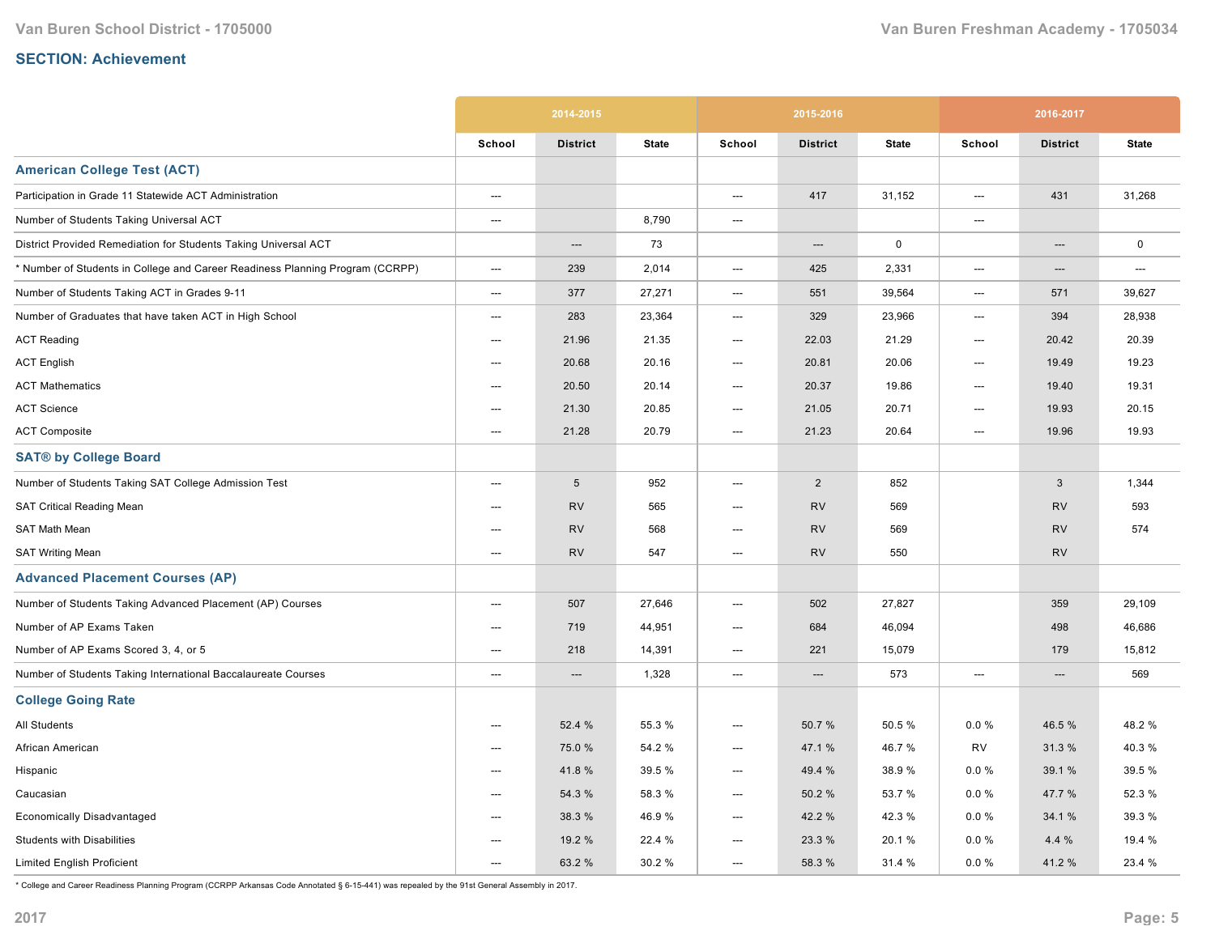## SECTION: Achievement

| | 2014-2015 | | | 2015-2016 | | | 2016-2017 | | |
|---|---|---|---|---|---|---|---|---|---|
| | School | District | State | School | District | State | School | District | State |
| **American College Test (ACT)** | | | | | | | | | |
| Participation in Grade 11 Statewide ACT Administration | --- | | | --- | 417 | 31,152 | --- | 431 | 31,268 |
| Number of Students Taking Universal ACT | --- | | 8,790 | --- | | | --- | | |
| District Provided Remediation for Students Taking Universal ACT | | --- | 73 | | --- | 0 | | --- | 0 |
| * Number of Students in College and Career Readiness Planning Program (CCRPP) | --- | 239 | 2,014 | --- | 425 | 2,331 | --- | --- | --- |
| Number of Students Taking ACT in Grades 9-11 | --- | 377 | 27,271 | --- | 551 | 39,564 | --- | 571 | 39,627 |
| Number of Graduates that have taken ACT in High School | --- | 283 | 23,364 | --- | 329 | 23,966 | --- | 394 | 28,938 |
| ACT Reading | --- | 21.96 | 21.35 | --- | 22.03 | 21.29 | --- | 20.42 | 20.39 |
| ACT English | --- | 20.68 | 20.16 | --- | 20.81 | 20.06 | --- | 19.49 | 19.23 |
| ACT Mathematics | --- | 20.50 | 20.14 | --- | 20.37 | 19.86 | --- | 19.40 | 19.31 |
| ACT Science | --- | 21.30 | 20.85 | --- | 21.05 | 20.71 | --- | 19.93 | 20.15 |
| ACT Composite | --- | 21.28 | 20.79 | --- | 21.23 | 20.64 | --- | 19.96 | 19.93 |
| **SAT® by College Board** | | | | | | | | | |
| Number of Students Taking SAT College Admission Test | --- | 5 | 952 | --- | 2 | 852 | | 3 | 1,344 |
| SAT Critical Reading Mean | --- | RV | 565 | --- | RV | 569 | | RV | 593 |
| SAT Math Mean | --- | RV | 568 | --- | RV | 569 | | RV | 574 |
| SAT Writing Mean | --- | RV | 547 | --- | RV | 550 | | RV | |
| **Advanced Placement Courses (AP)** | | | | | | | | | |
| Number of Students Taking Advanced Placement (AP) Courses | --- | 507 | 27,646 | --- | 502 | 27,827 | | 359 | 29,109 |
| Number of AP Exams Taken | --- | 719 | 44,951 | --- | 684 | 46,094 | | 498 | 46,686 |
| Number of AP Exams Scored 3, 4, or 5 | --- | 218 | 14,391 | --- | 221 | 15,079 | | 179 | 15,812 |
| Number of Students Taking International Baccalaureate Courses | --- | --- | 1,328 | --- | --- | 573 | --- | --- | 569 |
| **College Going Rate** | | | | | | | | | |
| All Students | --- | 52.4 % | 55.3 % | --- | 50.7 % | 50.5 % | 0.0 % | 46.5 % | 48.2 % |
| African American | --- | 75.0 % | 54.2 % | --- | 47.1 % | 46.7 % | RV | 31.3 % | 40.3 % |
| Hispanic | --- | 41.8 % | 39.5 % | --- | 49.4 % | 38.9 % | 0.0 % | 39.1 % | 39.5 % |
| Caucasian | --- | 54.3 % | 58.3 % | --- | 50.2 % | 53.7 % | 0.0 % | 47.7 % | 52.3 % |
| Economically Disadvantaged | --- | 38.3 % | 46.9 % | --- | 42.2 % | 42.3 % | 0.0 % | 34.1 % | 39.3 % |
| Students with Disabilities | --- | 19.2 % | 22.4 % | --- | 23.3 % | 20.1 % | 0.0 % | 4.4 % | 19.4 % |
| Limited English Proficient | --- | 63.2 % | 30.2 % | --- | 58.3 % | 31.4 % | 0.0 % | 41.2 % | 23.4 % |

* College and Career Readiness Planning Program (CCRPP Arkansas Code Annotated § 6-15-441) was repealed by the 91st General Assembly in 2017.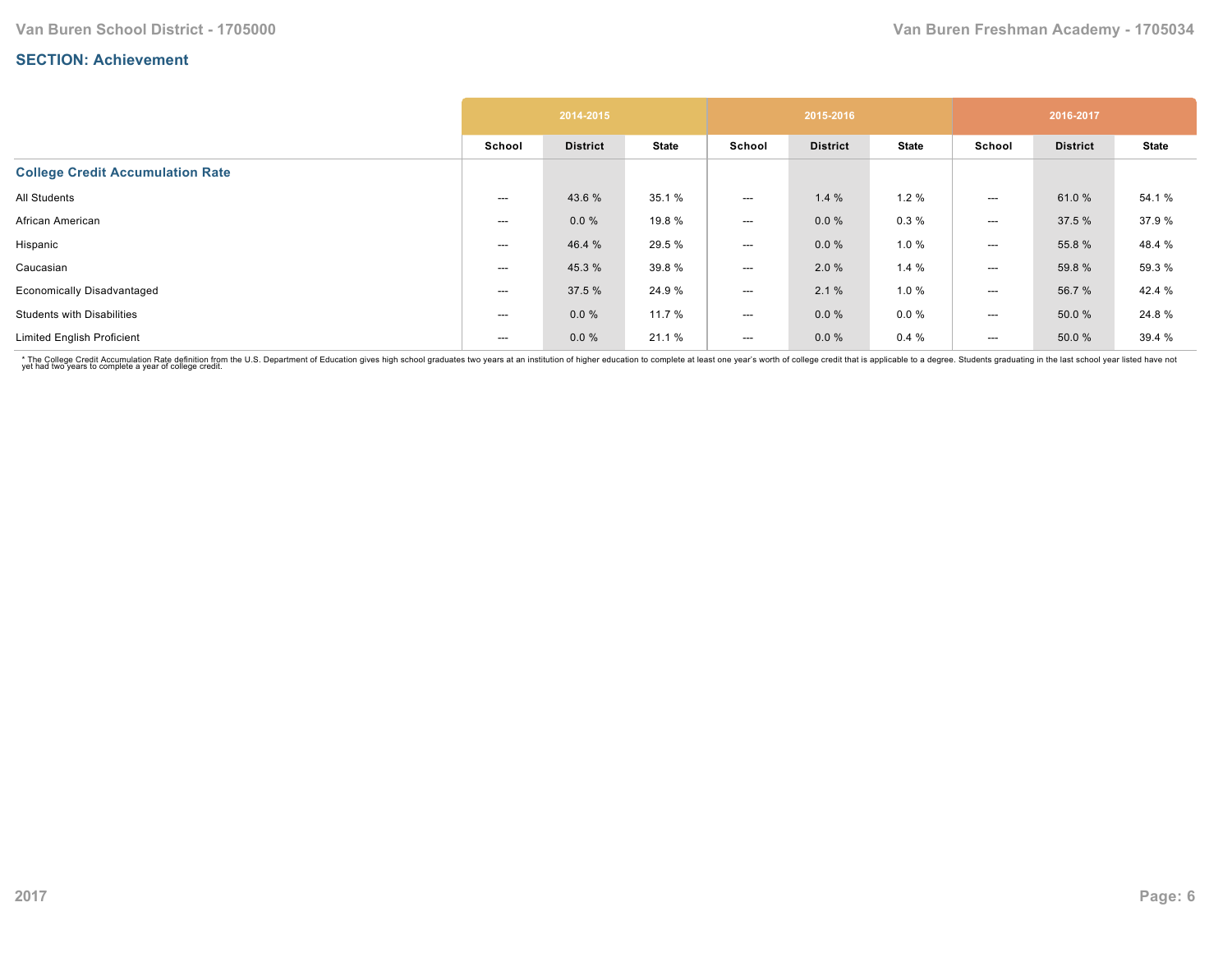## SECTION: Achievement

| | 2014-2015 | | | 2015-2016 | | | 2016-2017 | | |
|---|---|---|---|---|---|---|---|---|---|
| | School | District | State | School | District | State | School | District | State |
| **College Credit Accumulation Rate** | | | | | | | | | |
| All Students | --- | 43.6 % | 35.1 % | --- | 1.4 % | 1.2 % | --- | 61.0 % | 54.1 % |
| African American | --- | 0.0 % | 19.8 % | --- | 0.0 % | 0.3 % | --- | 37.5 % | 37.9 % |
| Hispanic | --- | 46.4 % | 29.5 % | --- | 0.0 % | 1.0 % | --- | 55.8 % | 48.4 % |
| Caucasian | --- | 45.3 % | 39.8 % | --- | 2.0 % | 1.4 % | --- | 59.8 % | 59.3 % |
| Economically Disadvantaged | --- | 37.5 % | 24.9 % | --- | 2.1 % | 1.0 % | --- | 56.7 % | 42.4 % |
| Students with Disabilities | --- | 0.0 % | 11.7 % | --- | 0.0 % | 0.0 % | --- | 50.0 % | 24.8 % |
| Limited English Proficient | --- | 0.0 % | 21.1 % | --- | 0.0 % | 0.4 % | --- | 50.0 % | 39.4 % |

* The College Credit Accumulation Rate definition from the U.S. Department of Education gives high school graduates two years at an institution of higher education to complete at least one year's worth of college credit that is applicable to a degree. Students graduating in the last school year listed have not yet had two years to complete a year of college credit.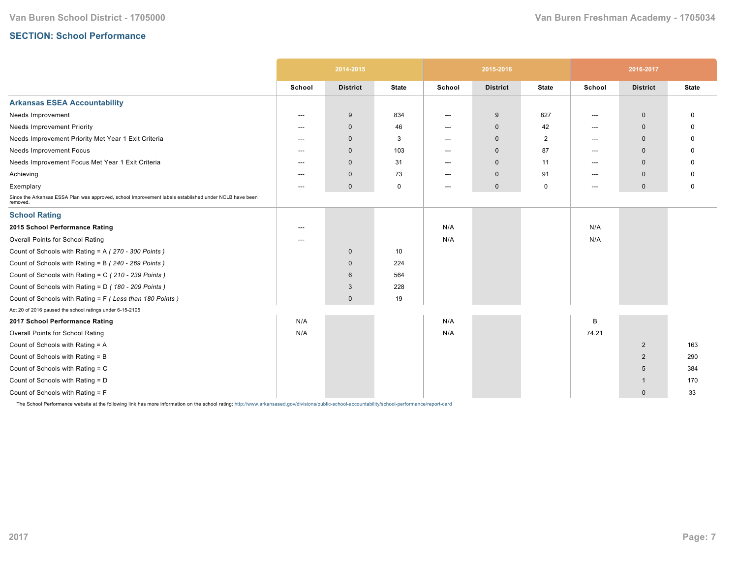## SECTION: School Performance

| | 2014-2015 | | | 2015-2016 | | | 2016-2017 | | |
|---|---|---|---|---|---|---|---|---|---|
| | School | District | State | School | District | State | School | District | State |
| **Arkansas ESEA Accountability** | | | | | | | | | |
| Needs Improvement | --- | 9 | 834 | --- | 9 | 827 | --- | 0 | 0 |
| Needs Improvement Priority | --- | 0 | 46 | --- | 0 | 42 | --- | 0 | 0 |
| Needs Improvement Priority Met Year 1 Exit Criteria | --- | 0 | 3 | --- | 0 | 2 | --- | 0 | 0 |
| Needs Improvement Focus | --- | 0 | 103 | --- | 0 | 87 | --- | 0 | 0 |
| Needs Improvement Focus Met Year 1 Exit Criteria | --- | 0 | 31 | --- | 0 | 11 | --- | 0 | 0 |
| Achieving | --- | 0 | 73 | --- | 0 | 91 | --- | 0 | 0 |
| Exemplary | --- | 0 | 0 | --- | 0 | 0 | --- | 0 | 0 |
| Since the Arkansas ESSA Plan was approved, school Improvement labels established under NCLB have been removed. | | | | | | | | | |
| **School Rating** | | | | | | | | | |
| **2015 School Performance Rating** | --- | | | N/A | | | N/A | | |
| Overall Points for School Rating | --- | | | N/A | | | N/A | | |
| Count of Schools with Rating = A *( 270 - 300 Points )* | | 0 | 10 | | | | | | |
| Count of Schools with Rating = B *( 240 - 269 Points )* | | 0 | 224 | | | | | | |
| Count of Schools with Rating = C *( 210 - 239 Points )* | | 6 | 564 | | | | | | |
| Count of Schools with Rating = D *( 180 - 209 Points )* | | 3 | 228 | | | | | | |
| Count of Schools with Rating = F *( Less than 180 Points )* | | 0 | 19 | | | | | | |
| Act 20 of 2016 paused the school ratings under 6-15-2105 | | | | | | | | | |
| **2017 School Performance Rating** | N/A | | | N/A | | | B | | |
| Overall Points for School Rating | N/A | | | N/A | | | 74.21 | | |
| Count of Schools with Rating = A | | | | | | | | 2 | 163 |
| Count of Schools with Rating = B | | | | | | | | 2 | 290 |
| Count of Schools with Rating = C | | | | | | | | 5 | 384 |
| Count of Schools with Rating = D | | | | | | | | 1 | 170 |
| Count of Schools with Rating = F | | | | | | | | 0 | 33 |

The School Performance website at the following link has more information on the school rating: http://www.arkansased.gov/divisions/public-school-accountability/school-performance/report-card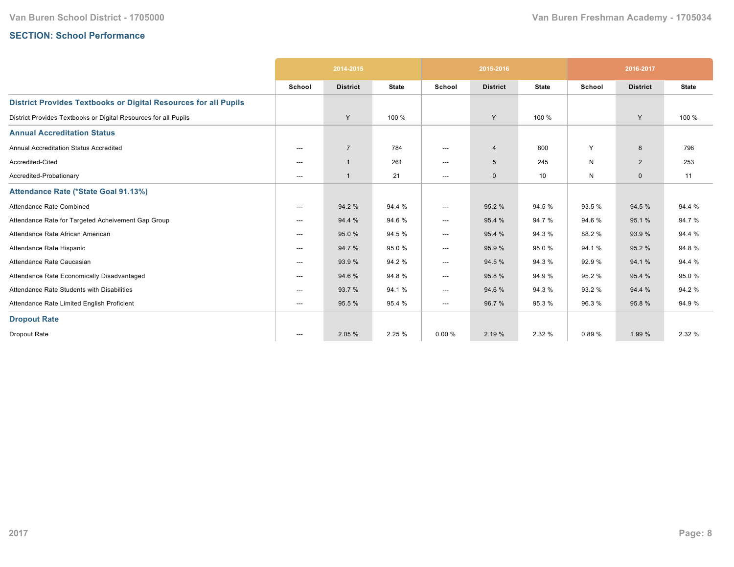## SECTION: School Performance

| | 2014-2015 | | | 2015-2016 | | | 2016-2017 | | |
|---|---|---|---|---|---|---|---|---|---|
| | School | District | State | School | District | State | School | District | State |
| **District Provides Textbooks or Digital Resources for all Pupils** | | | | | | | | | |
| District Provides Textbooks or Digital Resources for all Pupils | | Y | 100 % | | Y | 100 % | | Y | 100 % |
| **Annual Accreditation Status** | | | | | | | | | |
| Annual Accreditation Status Accredited | --- | 7 | 784 | --- | 4 | 800 | Y | 8 | 796 |
| Accredited-Cited | --- | 1 | 261 | --- | 5 | 245 | N | 2 | 253 |
| Accredited-Probationary | --- | 1 | 21 | --- | 0 | 10 | N | 0 | 11 |
| **Attendance Rate (*State Goal 91.13%)** | | | | | | | | | |
| Attendance Rate Combined | --- | 94.2 % | 94.4 % | --- | 95.2 % | 94.5 % | 93.5 % | 94.5 % | 94.4 % |
| Attendance Rate for Targeted Acheivement Gap Group | --- | 94.4 % | 94.6 % | --- | 95.4 % | 94.7 % | 94.6 % | 95.1 % | 94.7 % |
| Attendance Rate African American | --- | 95.0 % | 94.5 % | --- | 95.4 % | 94.3 % | 88.2 % | 93.9 % | 94.4 % |
| Attendance Rate Hispanic | --- | 94.7 % | 95.0 % | --- | 95.9 % | 95.0 % | 94.1 % | 95.2 % | 94.8 % |
| Attendance Rate Caucasian | --- | 93.9 % | 94.2 % | --- | 94.5 % | 94.3 % | 92.9 % | 94.1 % | 94.4 % |
| Attendance Rate Economically Disadvantaged | --- | 94.6 % | 94.8 % | --- | 95.8 % | 94.9 % | 95.2 % | 95.4 % | 95.0 % |
| Attendance Rate Students with Disabilities | --- | 93.7 % | 94.1 % | --- | 94.6 % | 94.3 % | 93.2 % | 94.4 % | 94.2 % |
| Attendance Rate Limited English Proficient | --- | 95.5 % | 95.4 % | --- | 96.7 % | 95.3 % | 96.3 % | 95.8 % | 94.9 % |
| **Dropout Rate** | | | | | | | | | |
| Dropout Rate | --- | 2.05 % | 2.25 % | 0.00 % | 2.19 % | 2.32 % | 0.89 % | 1.99 % | 2.32 % |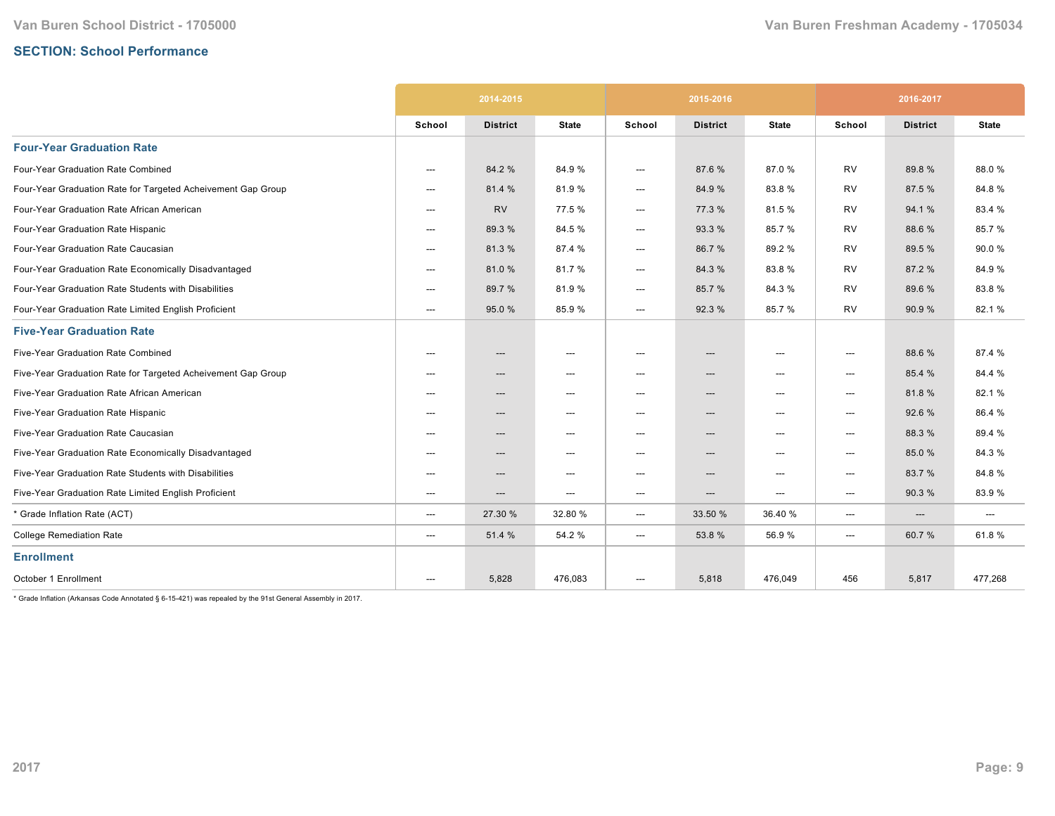## SECTION: School Performance

| | 2014-2015 | | | 2015-2016 | | | 2016-2017 | | |
|---|---|---|---|---|---|---|---|---|---|
| | School | District | State | School | District | State | School | District | State |
| **Four-Year Graduation Rate** | | | | | | | | | |
| Four-Year Graduation Rate Combined | --- | 84.2 % | 84.9 % | --- | 87.6 % | 87.0 % | RV | 89.8 % | 88.0 % |
| Four-Year Graduation Rate for Targeted Acheivement Gap Group | --- | 81.4 % | 81.9 % | --- | 84.9 % | 83.8 % | RV | 87.5 % | 84.8 % |
| Four-Year Graduation Rate African American | --- | RV | 77.5 % | --- | 77.3 % | 81.5 % | RV | 94.1 % | 83.4 % |
| Four-Year Graduation Rate Hispanic | --- | 89.3 % | 84.5 % | --- | 93.3 % | 85.7 % | RV | 88.6 % | 85.7 % |
| Four-Year Graduation Rate Caucasian | --- | 81.3 % | 87.4 % | --- | 86.7 % | 89.2 % | RV | 89.5 % | 90.0 % |
| Four-Year Graduation Rate Economically Disadvantaged | --- | 81.0 % | 81.7 % | --- | 84.3 % | 83.8 % | RV | 87.2 % | 84.9 % |
| Four-Year Graduation Rate Students with Disabilities | --- | 89.7 % | 81.9 % | --- | 85.7 % | 84.3 % | RV | 89.6 % | 83.8 % |
| Four-Year Graduation Rate Limited English Proficient | --- | 95.0 % | 85.9 % | --- | 92.3 % | 85.7 % | RV | 90.9 % | 82.1 % |
| **Five-Year Graduation Rate** | | | | | | | | | |
| Five-Year Graduation Rate Combined | --- | --- | --- | --- | --- | --- | --- | 88.6 % | 87.4 % |
| Five-Year Graduation Rate for Targeted Acheivement Gap Group | --- | --- | --- | --- | --- | --- | --- | 85.4 % | 84.4 % |
| Five-Year Graduation Rate African American | --- | --- | --- | --- | --- | --- | --- | 81.8 % | 82.1 % |
| Five-Year Graduation Rate Hispanic | --- | --- | --- | --- | --- | --- | --- | 92.6 % | 86.4 % |
| Five-Year Graduation Rate Caucasian | --- | --- | --- | --- | --- | --- | --- | 88.3 % | 89.4 % |
| Five-Year Graduation Rate Economically Disadvantaged | --- | --- | --- | --- | --- | --- | --- | 85.0 % | 84.3 % |
| Five-Year Graduation Rate Students with Disabilities | --- | --- | --- | --- | --- | --- | --- | 83.7 % | 84.8 % |
| Five-Year Graduation Rate Limited English Proficient | --- | --- | --- | --- | --- | --- | --- | 90.3 % | 83.9 % |
| * Grade Inflation Rate (ACT) | --- | 27.30 % | 32.80 % | --- | 33.50 % | 36.40 % | --- | --- | --- |
| College Remediation Rate | --- | 51.4 % | 54.2 % | --- | 53.8 % | 56.9 % | --- | 60.7 % | 61.8 % |
| **Enrollment** | | | | | | | | | |
| October 1 Enrollment | --- | 5,828 | 476,083 | --- | 5,818 | 476,049 | 456 | 5,817 | 477,268 |

* Grade Inflation (Arkansas Code Annotated § 6-15-421) was repealed by the 91st General Assembly in 2017.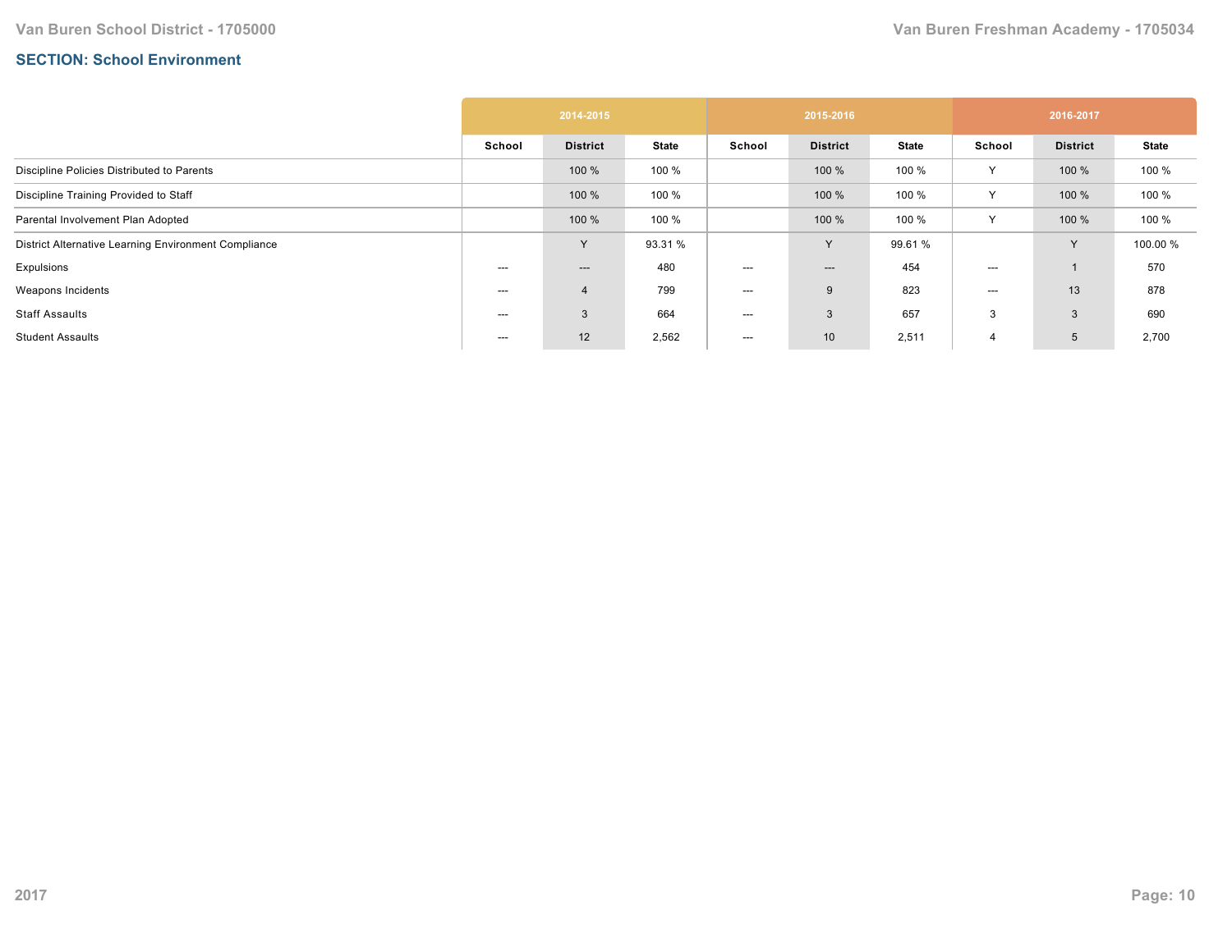## SECTION: School Environment

| | 2014-2015 | | | 2015-2016 | | | 2016-2017 | | |
|---|---|---|---|---|---|---|---|---|---|
| | School | District | State | School | District | State | School | District | State |
| Discipline Policies Distributed to Parents | | 100 % | 100 % | | 100 % | 100 % | Y | 100 % | 100 % |
| Discipline Training Provided to Staff | | 100 % | 100 % | | 100 % | 100 % | Y | 100 % | 100 % |
| Parental Involvement Plan Adopted | | 100 % | 100 % | | 100 % | 100 % | Y | 100 % | 100 % |
| District Alternative Learning Environment Compliance | | Y | 93.31 % | | Y | 99.61 % | | Y | 100.00 % |
| Expulsions | --- | --- | 480 | --- | --- | 454 | --- | 1 | 570 |
| Weapons Incidents | --- | 4 | 799 | --- | 9 | 823 | --- | 13 | 878 |
| Staff Assaults | --- | 3 | 664 | --- | 3 | 657 | 3 | 3 | 690 |
| Student Assaults | --- | 12 | 2,562 | --- | 10 | 2,511 | 4 | 5 | 2,700 |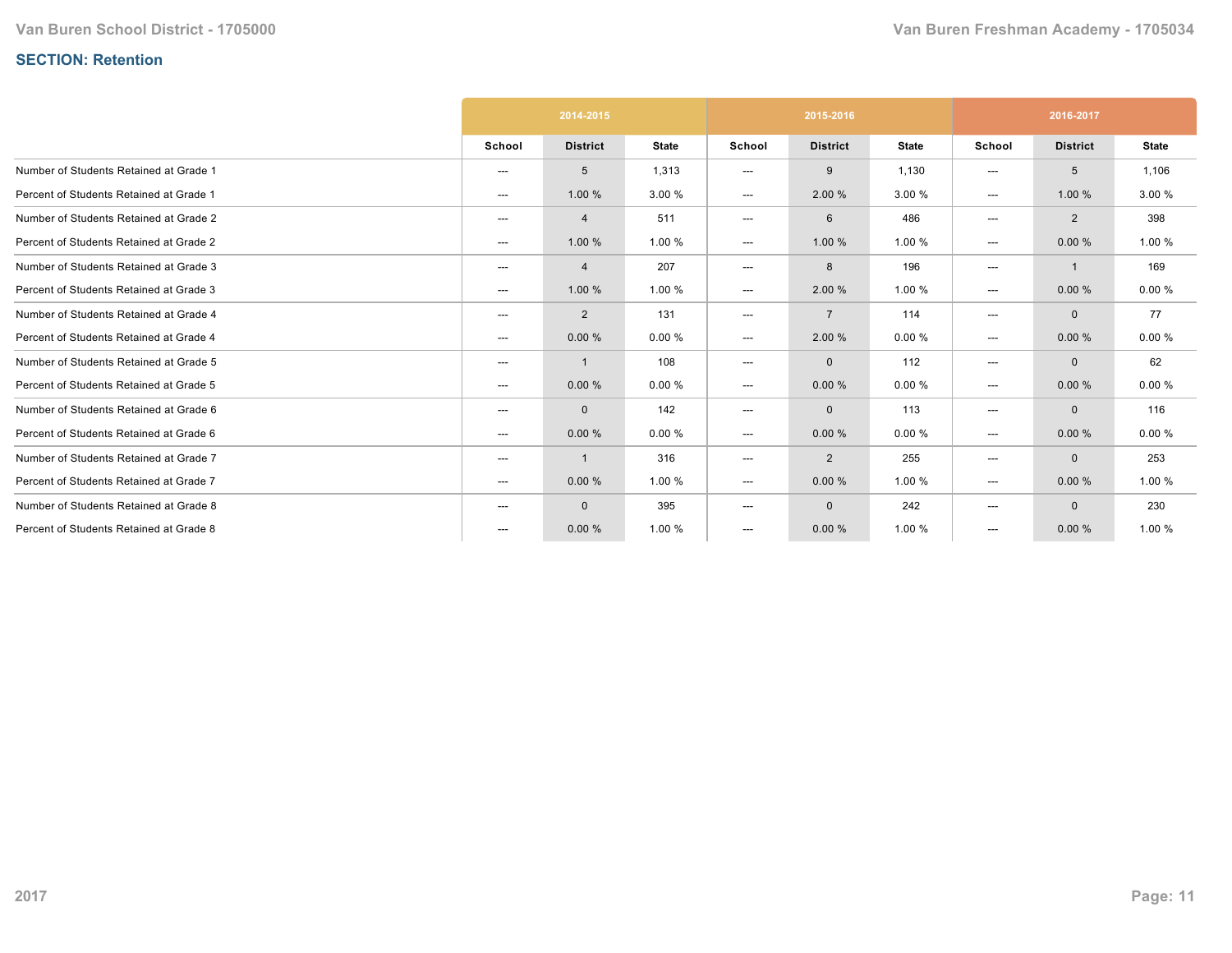## SECTION: Retention

| | 2014-2015 | | | 2015-2016 | | | 2016-2017 | | |
|---|---|---|---|---|---|---|---|---|---|
| | School | District | State | School | District | State | School | District | State |
| Number of Students Retained at Grade 1 | --- | 5 | 1,313 | --- | 9 | 1,130 | --- | 5 | 1,106 |
| Percent of Students Retained at Grade 1 | --- | 1.00 % | 3.00 % | --- | 2.00 % | 3.00 % | --- | 1.00 % | 3.00 % |
| Number of Students Retained at Grade 2 | --- | 4 | 511 | --- | 6 | 486 | --- | 2 | 398 |
| Percent of Students Retained at Grade 2 | --- | 1.00 % | 1.00 % | --- | 1.00 % | 1.00 % | --- | 0.00 % | 1.00 % |
| Number of Students Retained at Grade 3 | --- | 4 | 207 | --- | 8 | 196 | --- | 1 | 169 |
| Percent of Students Retained at Grade 3 | --- | 1.00 % | 1.00 % | --- | 2.00 % | 1.00 % | --- | 0.00 % | 0.00 % |
| Number of Students Retained at Grade 4 | --- | 2 | 131 | --- | 7 | 114 | --- | 0 | 77 |
| Percent of Students Retained at Grade 4 | --- | 0.00 % | 0.00 % | --- | 2.00 % | 0.00 % | --- | 0.00 % | 0.00 % |
| Number of Students Retained at Grade 5 | --- | 1 | 108 | --- | 0 | 112 | --- | 0 | 62 |
| Percent of Students Retained at Grade 5 | --- | 0.00 % | 0.00 % | --- | 0.00 % | 0.00 % | --- | 0.00 % | 0.00 % |
| Number of Students Retained at Grade 6 | --- | 0 | 142 | --- | 0 | 113 | --- | 0 | 116 |
| Percent of Students Retained at Grade 6 | --- | 0.00 % | 0.00 % | --- | 0.00 % | 0.00 % | --- | 0.00 % | 0.00 % |
| Number of Students Retained at Grade 7 | --- | 1 | 316 | --- | 2 | 255 | --- | 0 | 253 |
| Percent of Students Retained at Grade 7 | --- | 0.00 % | 1.00 % | --- | 0.00 % | 1.00 % | --- | 0.00 % | 1.00 % |
| Number of Students Retained at Grade 8 | --- | 0 | 395 | --- | 0 | 242 | --- | 0 | 230 |
| Percent of Students Retained at Grade 8 | --- | 0.00 % | 1.00 % | --- | 0.00 % | 1.00 % | --- | 0.00 % | 1.00 % |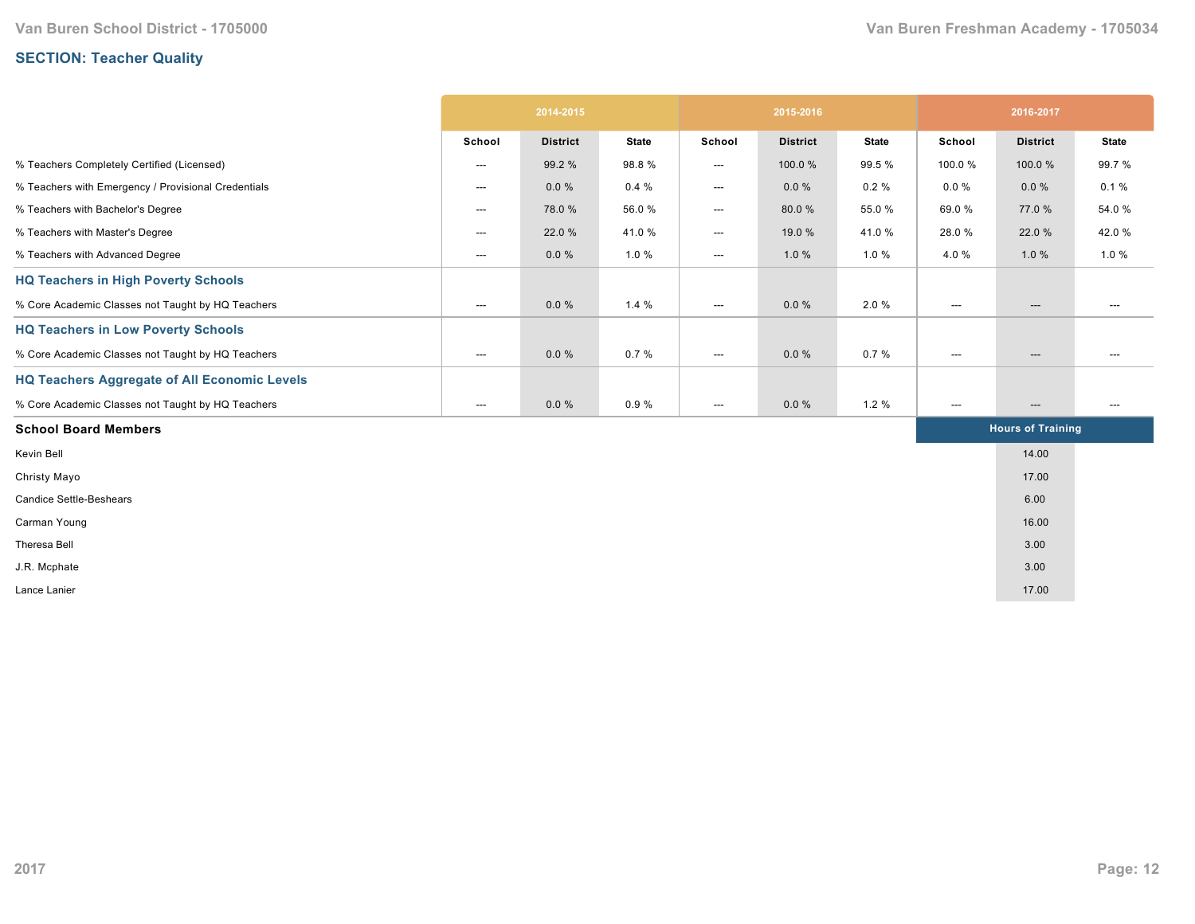## SECTION: Teacher Quality

| | 2014-2015 | | | 2015-2016 | | | 2016-2017 | | |
|---|---|---|---|---|---|---|---|---|---|
| | School | District | State | School | District | State | School | District | State |
| % Teachers Completely Certified (Licensed) | --- | 99.2 % | 98.8 % | --- | 100.0 % | 99.5 % | 100.0 % | 100.0 % | 99.7 % |
| % Teachers with Emergency / Provisional Credentials | --- | 0.0 % | 0.4 % | --- | 0.0 % | 0.2 % | 0.0 % | 0.0 % | 0.1 % |
| % Teachers with Bachelor's Degree | --- | 78.0 % | 56.0 % | --- | 80.0 % | 55.0 % | 69.0 % | 77.0 % | 54.0 % |
| % Teachers with Master's Degree | --- | 22.0 % | 41.0 % | --- | 19.0 % | 41.0 % | 28.0 % | 22.0 % | 42.0 % |
| % Teachers with Advanced Degree | --- | 0.0 % | 1.0 % | --- | 1.0 % | 1.0 % | 4.0 % | 1.0 % | 1.0 % |
| **HQ Teachers in High Poverty Schools** | | | | | | | | | |
| % Core Academic Classes not Taught by HQ Teachers | --- | 0.0 % | 1.4 % | --- | 0.0 % | 2.0 % | --- | --- | --- |
| **HQ Teachers in Low Poverty Schools** | | | | | | | | | |
| % Core Academic Classes not Taught by HQ Teachers | --- | 0.0 % | 0.7 % | --- | 0.0 % | 0.7 % | --- | --- | --- |
| **HQ Teachers Aggregate of All Economic Levels** | | | | | | | | | |
| % Core Academic Classes not Taught by HQ Teachers | --- | 0.0 % | 0.9 % | --- | 0.0 % | 1.2 % | --- | --- | --- |

| School Board Members | Hours of Training |
|---|---|
| Kevin Bell | 14.00 |
| Christy Mayo | 17.00 |
| Candice Settle-Beshears | 6.00 |
| Carman Young | 16.00 |
| Theresa Bell | 3.00 |
| J.R. Mcphate | 3.00 |
| Lance Lanier | 17.00 |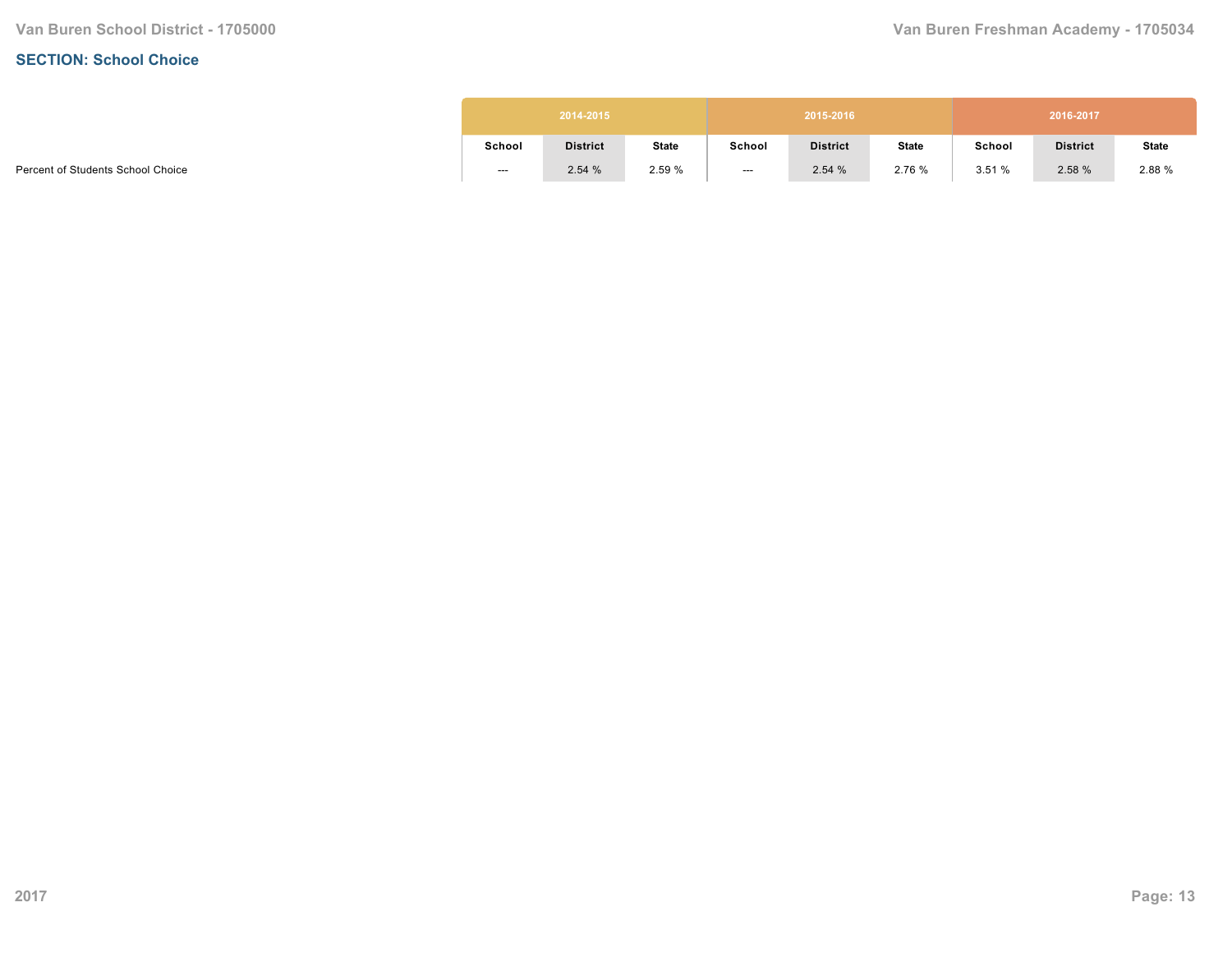## SECTION: School Choice

| | 2014-2015 | | | 2015-2016 | | | 2016-2017 | | |
|---|---|---|---|---|---|---|---|---|---|
| | School | District | State | School | District | State | School | District | State |
| Percent of Students School Choice | --- | 2.54 % | 2.59 % | --- | 2.54 % | 2.76 % | 3.51 % | 2.58 % | 2.88 % |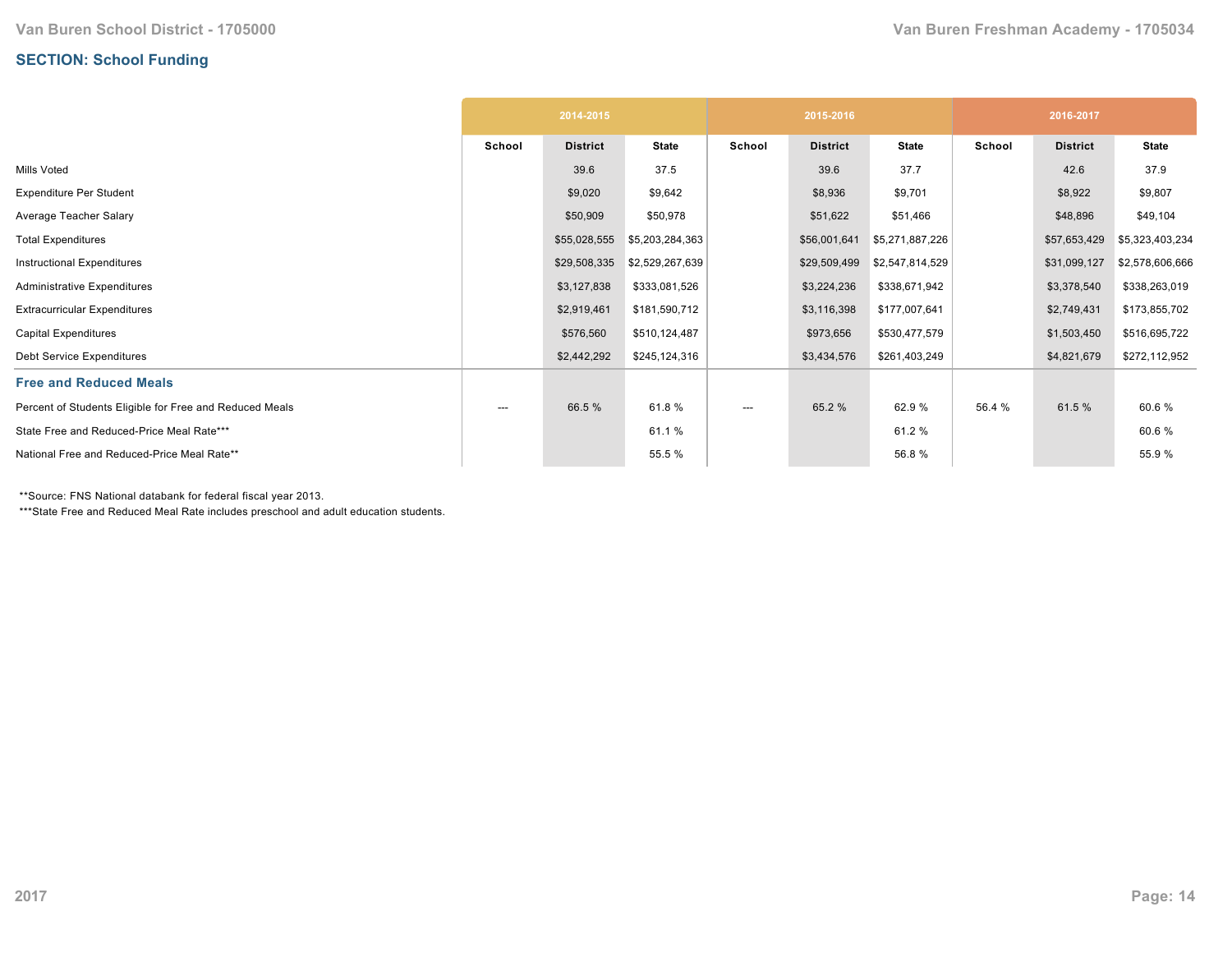## SECTION: School Funding

| | 2014-2015 | | | 2015-2016 | | | 2016-2017 | | |
|---|---|---|---|---|---|---|---|---|---|
| | School | District | State | School | District | State | School | District | State |
| Mills Voted | | 39.6 | 37.5 | | 39.6 | 37.7 | | 42.6 | 37.9 |
| Expenditure Per Student | | $9,020 | $9,642 | | $8,936 | $9,701 | | $8,922 | $9,807 |
| Average Teacher Salary | | $50,909 | $50,978 | | $51,622 | $51,466 | | $48,896 | $49,104 |
| Total Expenditures | | $55,028,555 | $5,203,284,363 | | $56,001,641 | $5,271,887,226 | | $57,653,429 | $5,323,403,234 |
| Instructional Expenditures | | $29,508,335 | $2,529,267,639 | | $29,509,499 | $2,547,814,529 | | $31,099,127 | $2,578,606,666 |
| Administrative Expenditures | | $3,127,838 | $333,081,526 | | $3,224,236 | $338,671,942 | | $3,378,540 | $338,263,019 |
| Extracurricular Expenditures | | $2,919,461 | $181,590,712 | | $3,116,398 | $177,007,641 | | $2,749,431 | $173,855,702 |
| Capital Expenditures | | $576,560 | $510,124,487 | | $973,656 | $530,477,579 | | $1,503,450 | $516,695,722 |
| Debt Service Expenditures | | $2,442,292 | $245,124,316 | | $3,434,576 | $261,403,249 | | $4,821,679 | $272,112,952 |
| **Free and Reduced Meals** | | | | | | | | | |
| Percent of Students Eligible for Free and Reduced Meals | --- | 66.5 % | 61.8 % | --- | 65.2 % | 62.9 % | 56.4 % | 61.5 % | 60.6 % |
| State Free and Reduced-Price Meal Rate*** | | | 61.1 % | | | 61.2 % | | | 60.6 % |
| National Free and Reduced-Price Meal Rate** | | | 55.5 % | | | 56.8 % | | | 55.9 % |

**Source: FNS National databank for federal fiscal year 2013.

***State Free and Reduced Meal Rate includes preschool and adult education students.